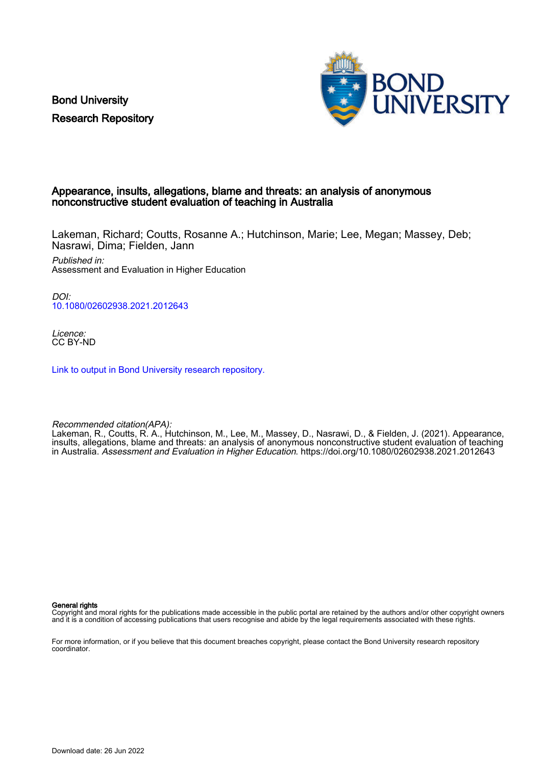Bond University
Research Repository

# Appearance, insults, allegations, blame and threats: an analysis of anonymous nonconstructive student evaluation of teaching in Australia

Lakeman, Richard; Coutts, Rosanne A.; Hutchinson, Marie; Lee, Megan; Massey, Deb; Nasrawi, Dima; Fielden, Jann

*Published in:*
Assessment and Evaluation in Higher Education

*DOI:*
10.1080/02602938.2021.2012643

*Licence:*
CC BY-ND

Link to output in Bond University research repository.

*Recommended citation(APA):*
Lakeman, R., Coutts, R. A., Hutchinson, M., Lee, M., Massey, D., Nasrawi, D., & Fielden, J. (2021). Appearance, insults, allegations, blame and threats: an analysis of anonymous nonconstructive student evaluation of teaching in Australia. *Assessment and Evaluation in Higher Education*. https://doi.org/10.1080/02602938.2021.2012643

**General rights**
Copyright and moral rights for the publications made accessible in the public portal are retained by the authors and/or other copyright owners and it is a condition of accessing publications that users recognise and abide by the legal requirements associated with these rights.

For more information, or if you believe that this document breaches copyright, please contact the Bond University research repository coordinator.

Download date: 26 Jun 2022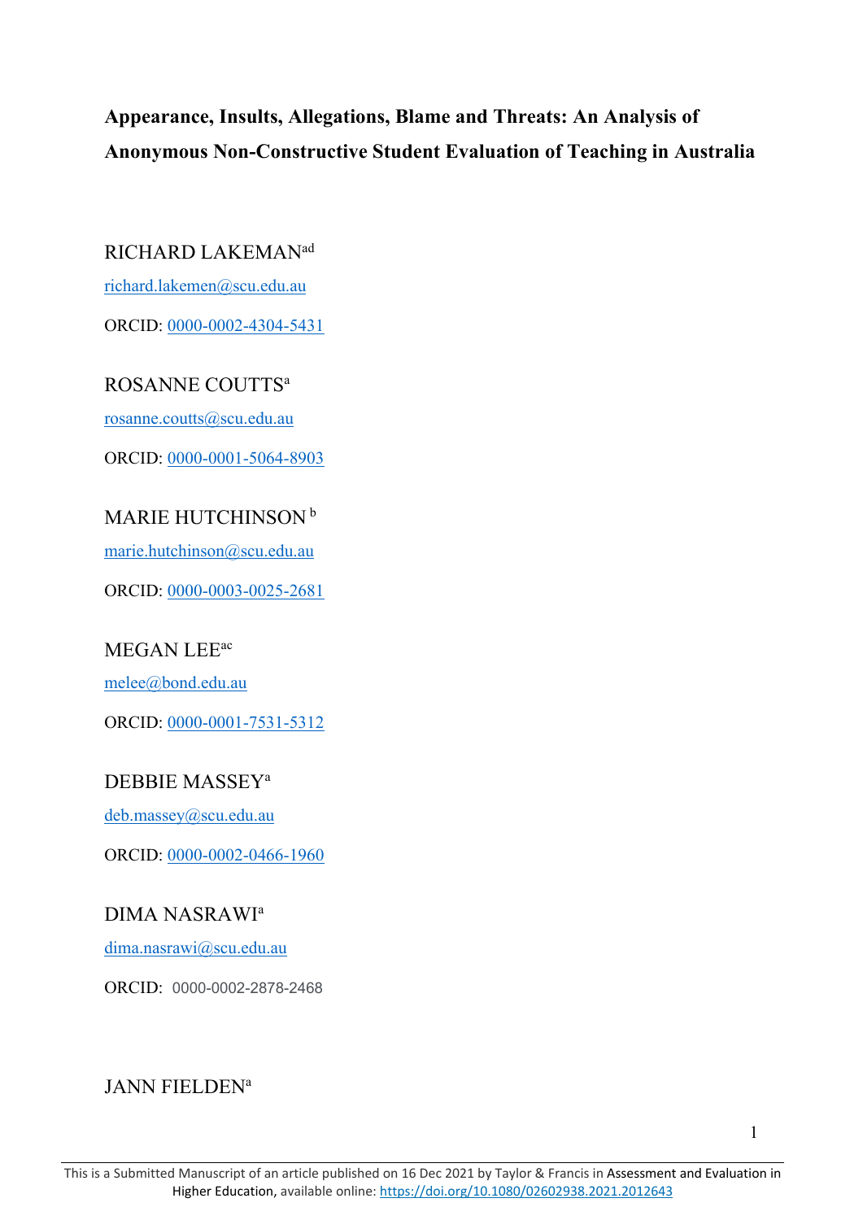**Appearance, Insults, Allegations, Blame and Threats: An Analysis of Anonymous Non-Constructive Student Evaluation of Teaching in Australia**

RICHARD LAKEMAN[ad]

richard.lakemen@scu.edu.au

ORCID: 0000-0002-4304-5431

ROSANNE COUTTS[a]

rosanne.coutts@scu.edu.au

ORCID: 0000-0001-5064-8903

MARIE HUTCHINSON [b]

marie.hutchinson@scu.edu.au

ORCID: 0000-0003-0025-2681

MEGAN LEE[ac]

melee@bond.edu.au

ORCID: 0000-0001-7531-5312

DEBBIE MASSEY[a]

deb.massey@scu.edu.au

ORCID: 0000-0002-0466-1960

DIMA NASRAWI[a]

dima.nasrawi@scu.edu.au

ORCID: 0000-0002-2878-2468

JANN FIELDEN[a]

This is a Submitted Manuscript of an article published on 16 Dec 2021 by Taylor & Francis in Assessment and Evaluation in Higher Education, available online: https://doi.org/10.1080/02602938.2021.2012643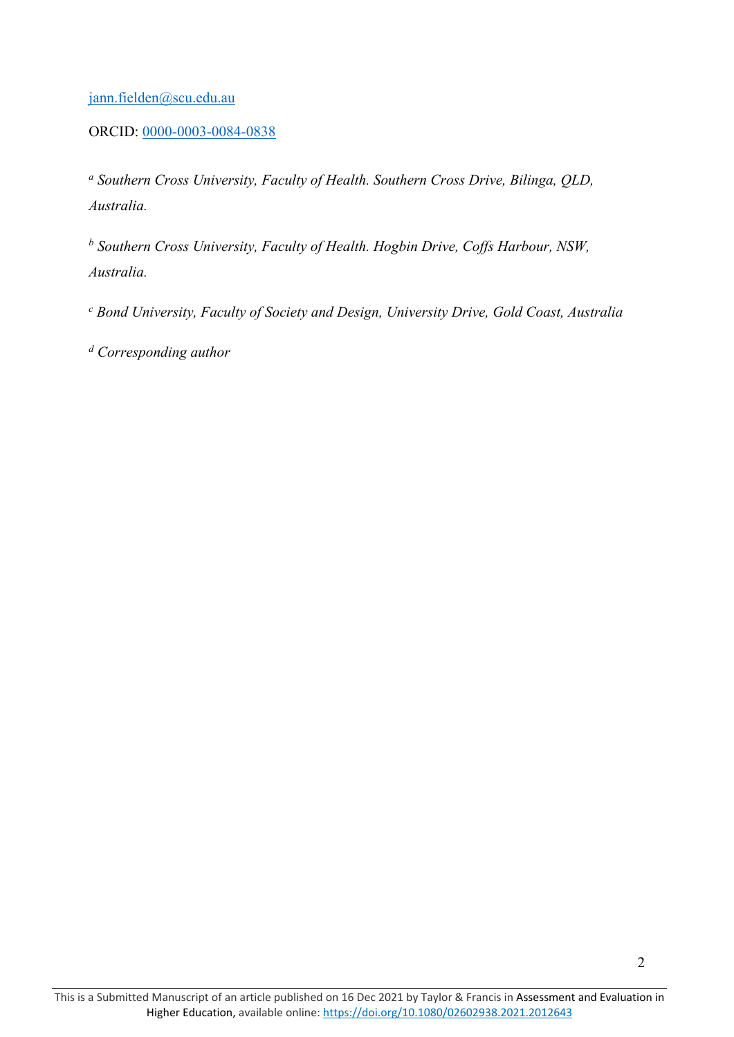jann.fielden@scu.edu.au

ORCID: 0000-0003-0084-0838

[a] *Southern Cross University, Faculty of Health. Southern Cross Drive, Bilinga, QLD, Australia.*

[b] *Southern Cross University, Faculty of Health. Hogbin Drive, Coffs Harbour, NSW, Australia.*

[c] *Bond University, Faculty of Society and Design, University Drive, Gold Coast, Australia*

[d] *Corresponding author*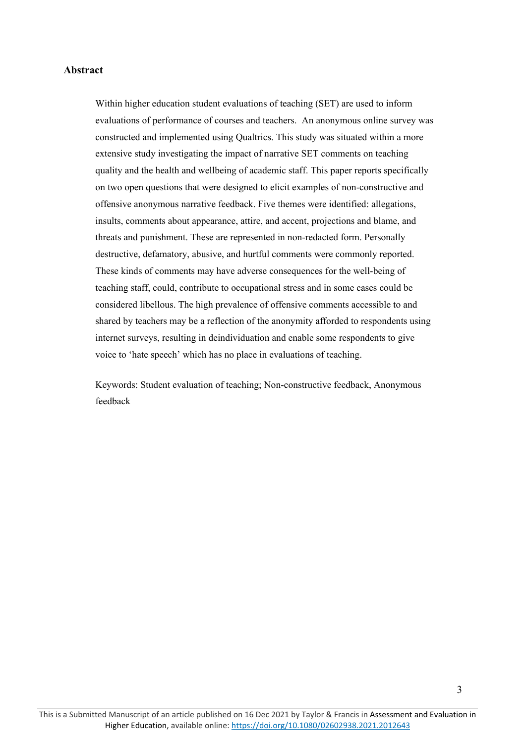## Abstract

Within higher education student evaluations of teaching (SET) are used to inform evaluations of performance of courses and teachers. An anonymous online survey was constructed and implemented using Qualtrics. This study was situated within a more extensive study investigating the impact of narrative SET comments on teaching quality and the health and wellbeing of academic staff. This paper reports specifically on two open questions that were designed to elicit examples of non-constructive and offensive anonymous narrative feedback. Five themes were identified: allegations, insults, comments about appearance, attire, and accent, projections and blame, and threats and punishment. These are represented in non-redacted form. Personally destructive, defamatory, abusive, and hurtful comments were commonly reported. These kinds of comments may have adverse consequences for the well-being of teaching staff, could, contribute to occupational stress and in some cases could be considered libellous. The high prevalence of offensive comments accessible to and shared by teachers may be a reflection of the anonymity afforded to respondents using internet surveys, resulting in deindividuation and enable some respondents to give voice to 'hate speech' which has no place in evaluations of teaching.

Keywords: Student evaluation of teaching; Non-constructive feedback, Anonymous feedback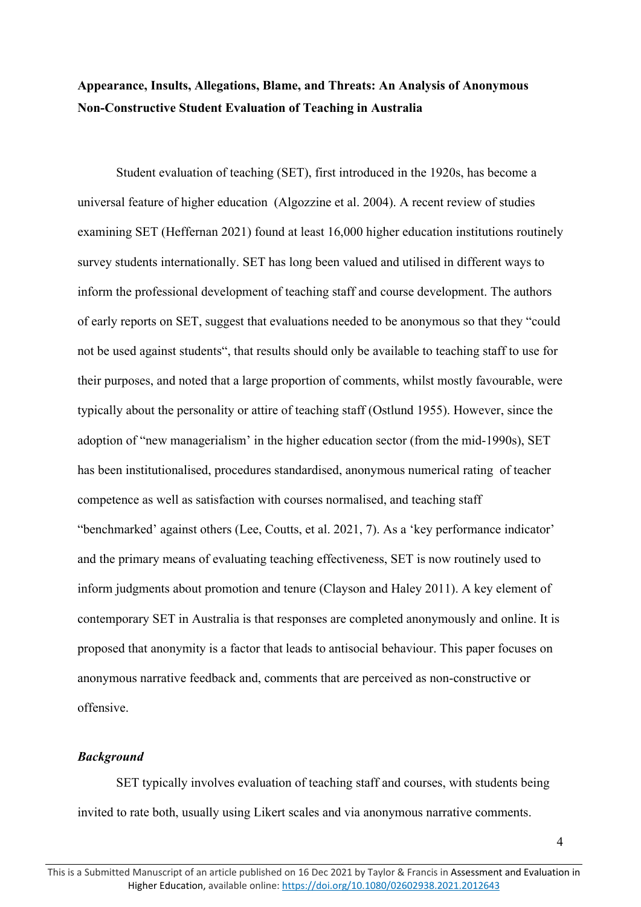**Appearance, Insults, Allegations, Blame, and Threats: An Analysis of Anonymous Non-Constructive Student Evaluation of Teaching in Australia**

Student evaluation of teaching (SET), first introduced in the 1920s, has become a universal feature of higher education (Algozzine et al. 2004). A recent review of studies examining SET (Heffernan 2021) found at least 16,000 higher education institutions routinely survey students internationally. SET has long been valued and utilised in different ways to inform the professional development of teaching staff and course development. The authors of early reports on SET, suggest that evaluations needed to be anonymous so that they "could not be used against students", that results should only be available to teaching staff to use for their purposes, and noted that a large proportion of comments, whilst mostly favourable, were typically about the personality or attire of teaching staff (Ostlund 1955). However, since the adoption of "new managerialism' in the higher education sector (from the mid-1990s), SET has been institutionalised, procedures standardised, anonymous numerical rating of teacher competence as well as satisfaction with courses normalised, and teaching staff "benchmarked' against others (Lee, Coutts, et al. 2021, 7). As a 'key performance indicator' and the primary means of evaluating teaching effectiveness, SET is now routinely used to inform judgments about promotion and tenure (Clayson and Haley 2011). A key element of contemporary SET in Australia is that responses are completed anonymously and online. It is proposed that anonymity is a factor that leads to antisocial behaviour. This paper focuses on anonymous narrative feedback and, comments that are perceived as non-constructive or offensive.

### *Background*

SET typically involves evaluation of teaching staff and courses, with students being invited to rate both, usually using Likert scales and via anonymous narrative comments.

This is a Submitted Manuscript of an article published on 16 Dec 2021 by Taylor & Francis in Assessment and Evaluation in Higher Education, available online: https://doi.org/10.1080/02602938.2021.2012643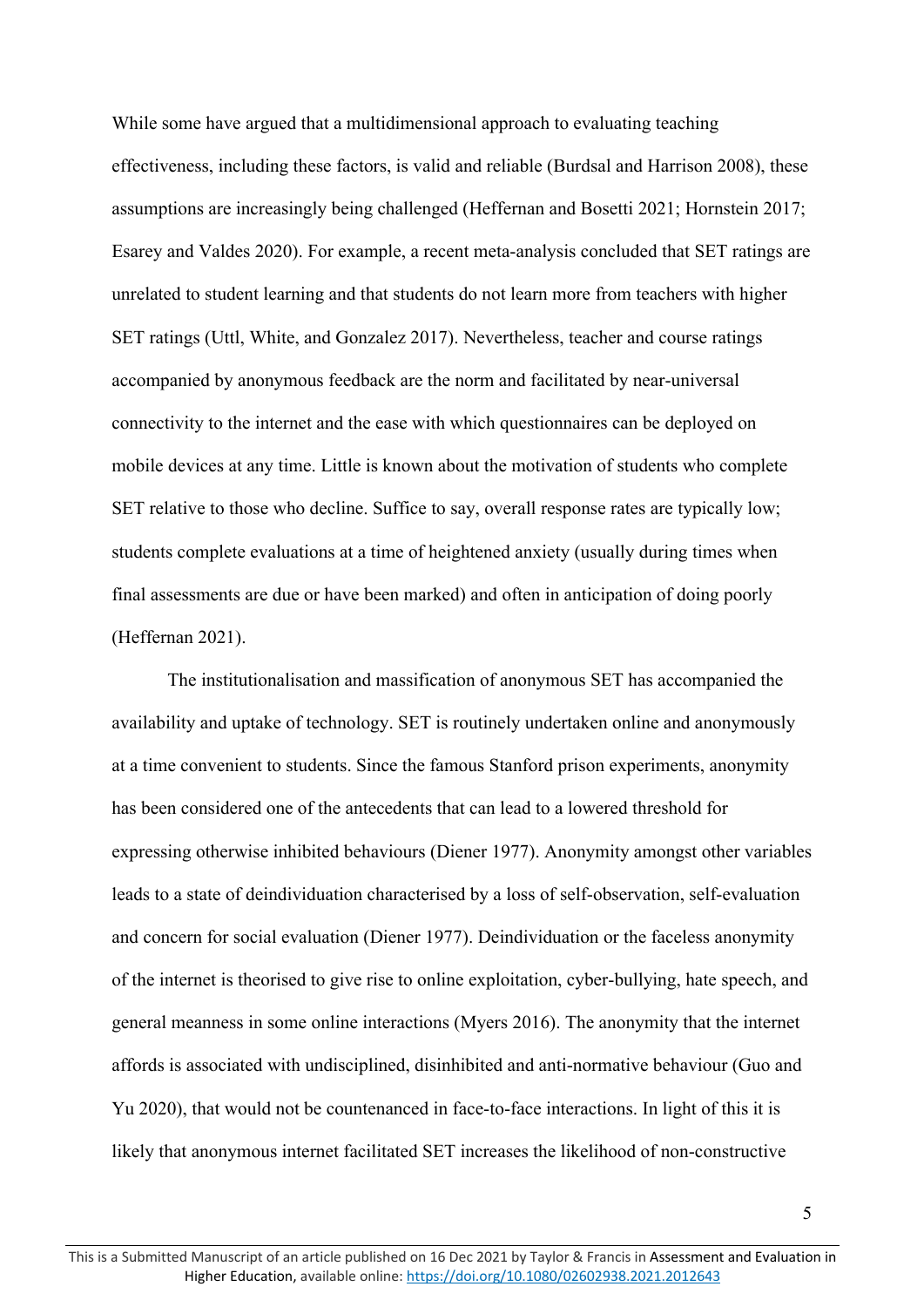While some have argued that a multidimensional approach to evaluating teaching effectiveness, including these factors, is valid and reliable (Burdsal and Harrison 2008), these assumptions are increasingly being challenged (Heffernan and Bosetti 2021; Hornstein 2017; Esarey and Valdes 2020). For example, a recent meta-analysis concluded that SET ratings are unrelated to student learning and that students do not learn more from teachers with higher SET ratings (Uttl, White, and Gonzalez 2017). Nevertheless, teacher and course ratings accompanied by anonymous feedback are the norm and facilitated by near-universal connectivity to the internet and the ease with which questionnaires can be deployed on mobile devices at any time. Little is known about the motivation of students who complete SET relative to those who decline. Suffice to say, overall response rates are typically low; students complete evaluations at a time of heightened anxiety (usually during times when final assessments are due or have been marked) and often in anticipation of doing poorly (Heffernan 2021).

The institutionalisation and massification of anonymous SET has accompanied the availability and uptake of technology. SET is routinely undertaken online and anonymously at a time convenient to students. Since the famous Stanford prison experiments, anonymity has been considered one of the antecedents that can lead to a lowered threshold for expressing otherwise inhibited behaviours (Diener 1977). Anonymity amongst other variables leads to a state of deindividuation characterised by a loss of self-observation, self-evaluation and concern for social evaluation (Diener 1977). Deindividuation or the faceless anonymity of the internet is theorised to give rise to online exploitation, cyber-bullying, hate speech, and general meanness in some online interactions (Myers 2016). The anonymity that the internet affords is associated with undisciplined, disinhibited and anti-normative behaviour (Guo and Yu 2020), that would not be countenanced in face-to-face interactions. In light of this it is likely that anonymous internet facilitated SET increases the likelihood of non-constructive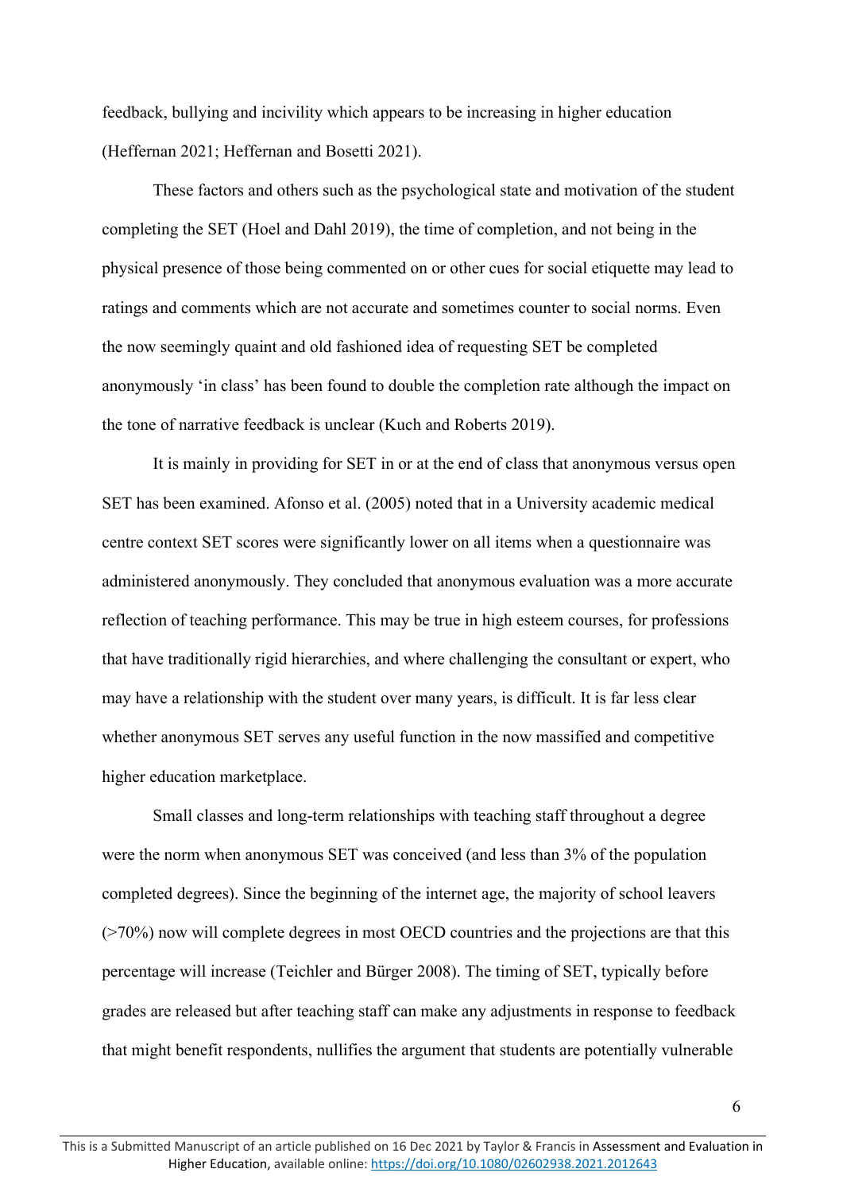feedback, bullying and incivility which appears to be increasing in higher education (Heffernan 2021; Heffernan and Bosetti 2021).

These factors and others such as the psychological state and motivation of the student completing the SET (Hoel and Dahl 2019), the time of completion, and not being in the physical presence of those being commented on or other cues for social etiquette may lead to ratings and comments which are not accurate and sometimes counter to social norms. Even the now seemingly quaint and old fashioned idea of requesting SET be completed anonymously 'in class' has been found to double the completion rate although the impact on the tone of narrative feedback is unclear (Kuch and Roberts 2019).

It is mainly in providing for SET in or at the end of class that anonymous versus open SET has been examined. Afonso et al. (2005) noted that in a University academic medical centre context SET scores were significantly lower on all items when a questionnaire was administered anonymously. They concluded that anonymous evaluation was a more accurate reflection of teaching performance. This may be true in high esteem courses, for professions that have traditionally rigid hierarchies, and where challenging the consultant or expert, who may have a relationship with the student over many years, is difficult. It is far less clear whether anonymous SET serves any useful function in the now massified and competitive higher education marketplace.

Small classes and long-term relationships with teaching staff throughout a degree were the norm when anonymous SET was conceived (and less than 3% of the population completed degrees). Since the beginning of the internet age, the majority of school leavers (>70%) now will complete degrees in most OECD countries and the projections are that this percentage will increase (Teichler and Bürger 2008). The timing of SET, typically before grades are released but after teaching staff can make any adjustments in response to feedback that might benefit respondents, nullifies the argument that students are potentially vulnerable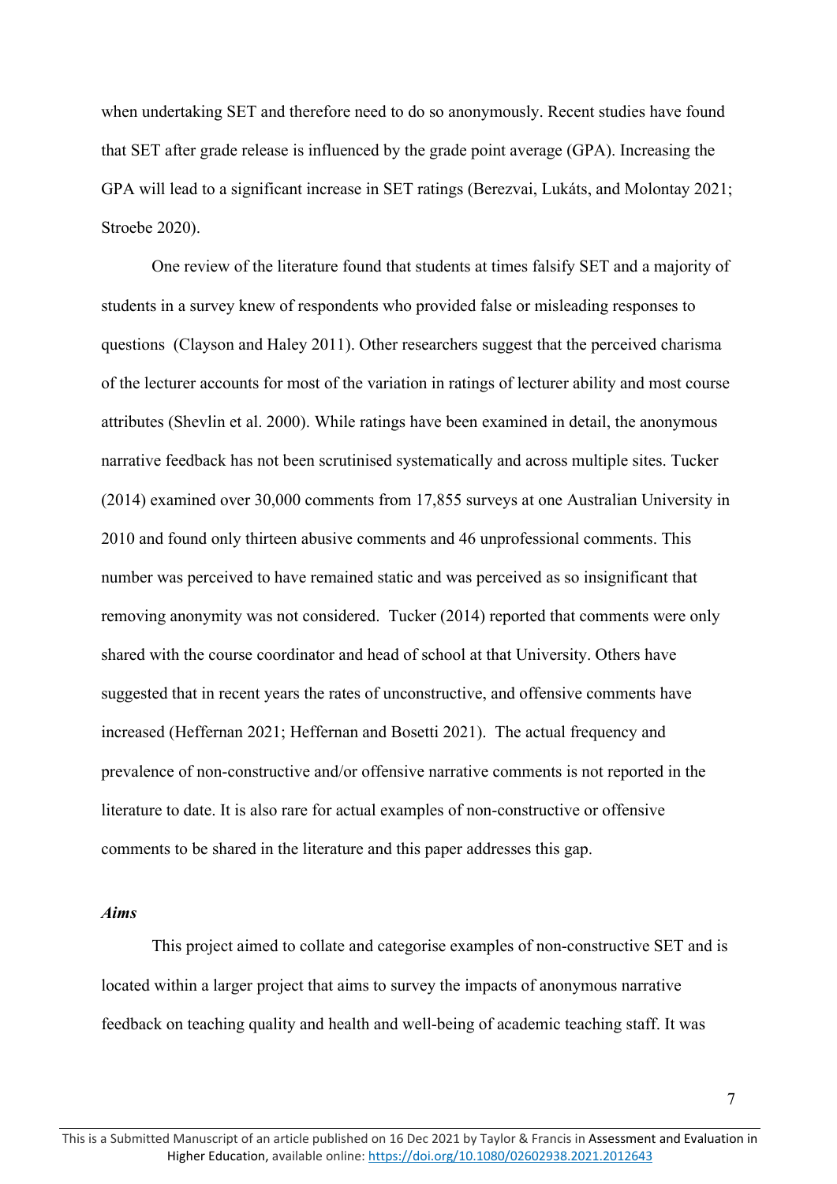when undertaking SET and therefore need to do so anonymously. Recent studies have found that SET after grade release is influenced by the grade point average (GPA). Increasing the GPA will lead to a significant increase in SET ratings (Berezvai, Lukáts, and Molontay 2021; Stroebe 2020).

One review of the literature found that students at times falsify SET and a majority of students in a survey knew of respondents who provided false or misleading responses to questions (Clayson and Haley 2011). Other researchers suggest that the perceived charisma of the lecturer accounts for most of the variation in ratings of lecturer ability and most course attributes (Shevlin et al. 2000). While ratings have been examined in detail, the anonymous narrative feedback has not been scrutinised systematically and across multiple sites. Tucker (2014) examined over 30,000 comments from 17,855 surveys at one Australian University in 2010 and found only thirteen abusive comments and 46 unprofessional comments. This number was perceived to have remained static and was perceived as so insignificant that removing anonymity was not considered. Tucker (2014) reported that comments were only shared with the course coordinator and head of school at that University. Others have suggested that in recent years the rates of unconstructive, and offensive comments have increased (Heffernan 2021; Heffernan and Bosetti 2021). The actual frequency and prevalence of non-constructive and/or offensive narrative comments is not reported in the literature to date. It is also rare for actual examples of non-constructive or offensive comments to be shared in the literature and this paper addresses this gap.

### *Aims*

This project aimed to collate and categorise examples of non-constructive SET and is located within a larger project that aims to survey the impacts of anonymous narrative feedback on teaching quality and health and well-being of academic teaching staff. It was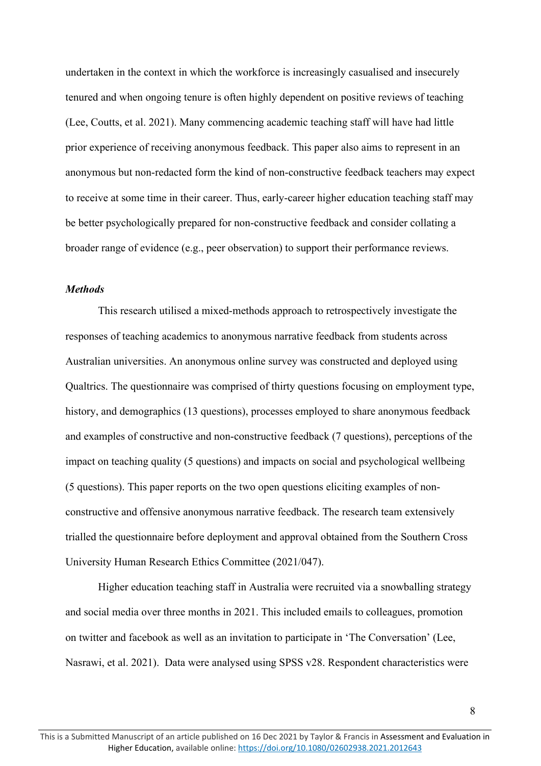undertaken in the context in which the workforce is increasingly casualised and insecurely tenured and when ongoing tenure is often highly dependent on positive reviews of teaching (Lee, Coutts, et al. 2021). Many commencing academic teaching staff will have had little prior experience of receiving anonymous feedback. This paper also aims to represent in an anonymous but non-redacted form the kind of non-constructive feedback teachers may expect to receive at some time in their career. Thus, early-career higher education teaching staff may be better psychologically prepared for non-constructive feedback and consider collating a broader range of evidence (e.g., peer observation) to support their performance reviews.

### ***Methods***

This research utilised a mixed-methods approach to retrospectively investigate the responses of teaching academics to anonymous narrative feedback from students across Australian universities. An anonymous online survey was constructed and deployed using Qualtrics. The questionnaire was comprised of thirty questions focusing on employment type, history, and demographics (13 questions), processes employed to share anonymous feedback and examples of constructive and non-constructive feedback (7 questions), perceptions of the impact on teaching quality (5 questions) and impacts on social and psychological wellbeing (5 questions). This paper reports on the two open questions eliciting examples of non-constructive and offensive anonymous narrative feedback. The research team extensively trialled the questionnaire before deployment and approval obtained from the Southern Cross University Human Research Ethics Committee (2021/047).

Higher education teaching staff in Australia were recruited via a snowballing strategy and social media over three months in 2021. This included emails to colleagues, promotion on twitter and facebook as well as an invitation to participate in 'The Conversation' (Lee, Nasrawi, et al. 2021). Data were analysed using SPSS v28. Respondent characteristics were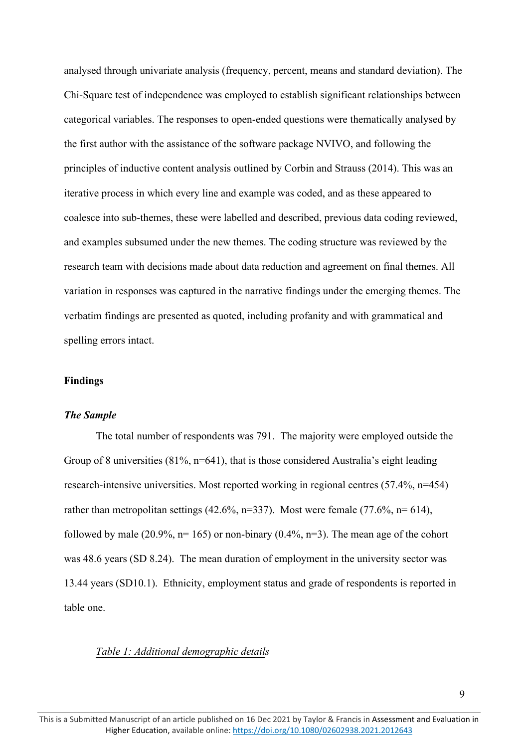analysed through univariate analysis (frequency, percent, means and standard deviation). The Chi-Square test of independence was employed to establish significant relationships between categorical variables. The responses to open-ended questions were thematically analysed by the first author with the assistance of the software package NVIVO, and following the principles of inductive content analysis outlined by Corbin and Strauss (2014). This was an iterative process in which every line and example was coded, and as these appeared to coalesce into sub-themes, these were labelled and described, previous data coding reviewed, and examples subsumed under the new themes. The coding structure was reviewed by the research team with decisions made about data reduction and agreement on final themes. All variation in responses was captured in the narrative findings under the emerging themes. The verbatim findings are presented as quoted, including profanity and with grammatical and spelling errors intact.

## Findings

### *The Sample*

The total number of respondents was 791. The majority were employed outside the Group of 8 universities (81%, n=641), that is those considered Australia's eight leading research-intensive universities. Most reported working in regional centres (57.4%, n=454) rather than metropolitan settings (42.6%, n=337). Most were female (77.6%, n= 614), followed by male (20.9%, n= 165) or non-binary (0.4%, n=3). The mean age of the cohort was 48.6 years (SD 8.24). The mean duration of employment in the university sector was 13.44 years (SD10.1). Ethnicity, employment status and grade of respondents is reported in table one.

*Table 1: Additional demographic details*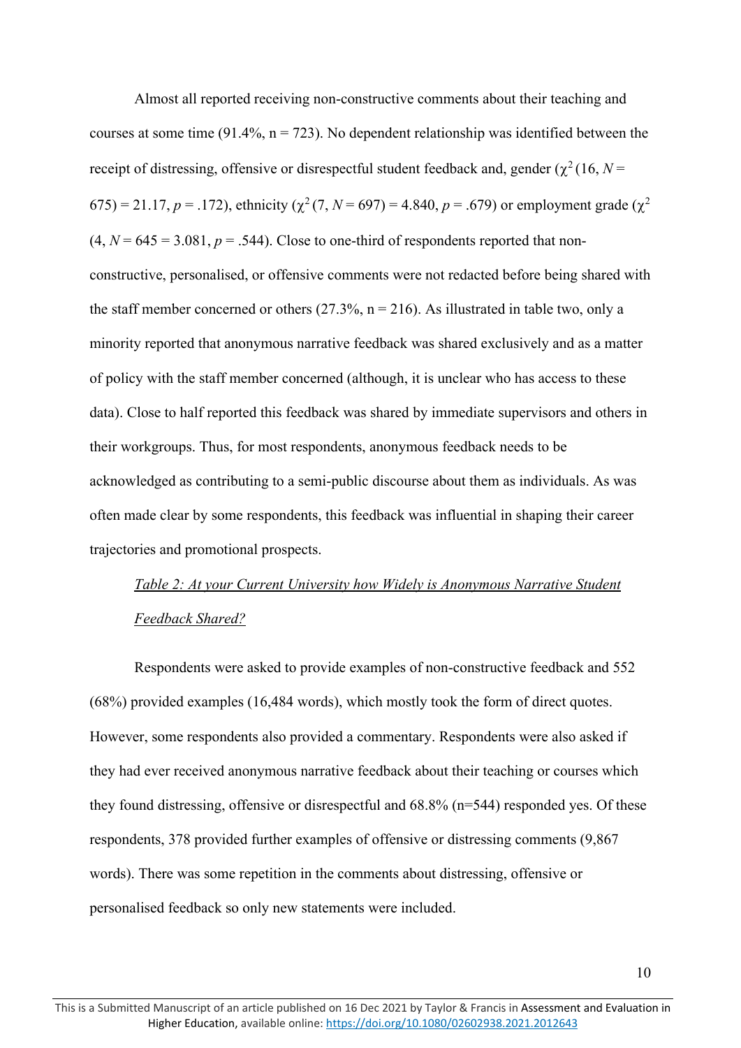Almost all reported receiving non-constructive comments about their teaching and courses at some time (91.4%, n = 723). No dependent relationship was identified between the receipt of distressing, offensive or disrespectful student feedback and, gender ($\chi^2$ (16, *N* = 675) = 21.17, *p* = .172), ethnicity ($\chi^2$ (7, *N* = 697) = 4.840, *p* = .679) or employment grade ($\chi^2$ (4, *N* = 645 = 3.081, *p* = .544). Close to one-third of respondents reported that non-constructive, personalised, or offensive comments were not redacted before being shared with the staff member concerned or others (27.3%, n = 216). As illustrated in table two, only a minority reported that anonymous narrative feedback was shared exclusively and as a matter of policy with the staff member concerned (although, it is unclear who has access to these data). Close to half reported this feedback was shared by immediate supervisors and others in their workgroups. Thus, for most respondents, anonymous feedback needs to be acknowledged as contributing to a semi-public discourse about them as individuals. As was often made clear by some respondents, this feedback was influential in shaping their career trajectories and promotional prospects.

*Table 2: At your Current University how Widely is Anonymous Narrative Student Feedback Shared?*

Respondents were asked to provide examples of non-constructive feedback and 552 (68%) provided examples (16,484 words), which mostly took the form of direct quotes. However, some respondents also provided a commentary. Respondents were also asked if they had ever received anonymous narrative feedback about their teaching or courses which they found distressing, offensive or disrespectful and 68.8% (n=544) responded yes. Of these respondents, 378 provided further examples of offensive or distressing comments (9,867 words). There was some repetition in the comments about distressing, offensive or personalised feedback so only new statements were included.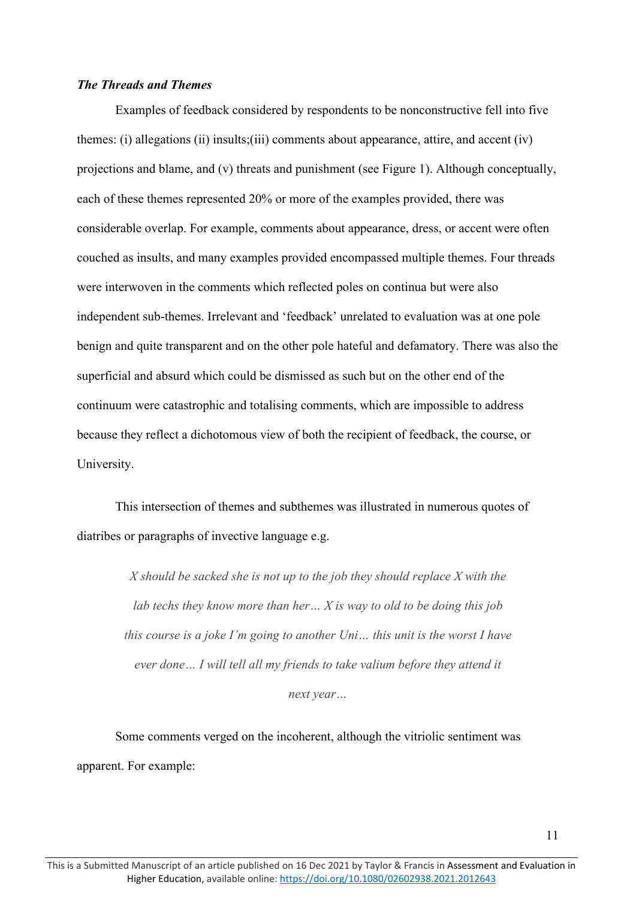### *The Threads and Themes*

Examples of feedback considered by respondents to be nonconstructive fell into five themes: (i) allegations (ii) insults;(iii) comments about appearance, attire, and accent (iv) projections and blame, and (v) threats and punishment (see Figure 1). Although conceptually, each of these themes represented 20% or more of the examples provided, there was considerable overlap. For example, comments about appearance, dress, or accent were often couched as insults, and many examples provided encompassed multiple themes. Four threads were interwoven in the comments which reflected poles on continua but were also independent sub-themes. Irrelevant and 'feedback' unrelated to evaluation was at one pole benign and quite transparent and on the other pole hateful and defamatory. There was also the superficial and absurd which could be dismissed as such but on the other end of the continuum were catastrophic and totalising comments, which are impossible to address because they reflect a dichotomous view of both the recipient of feedback, the course, or University.

This intersection of themes and subthemes was illustrated in numerous quotes of diatribes or paragraphs of invective language e.g.

> *X should be sacked she is not up to the job they should replace X with the lab techs they know more than her… X is way to old to be doing this job this course is a joke I'm going to another Uni… this unit is the worst I have ever done… I will tell all my friends to take valium before they attend it next year…*

Some comments verged on the incoherent, although the vitriolic sentiment was apparent. For example: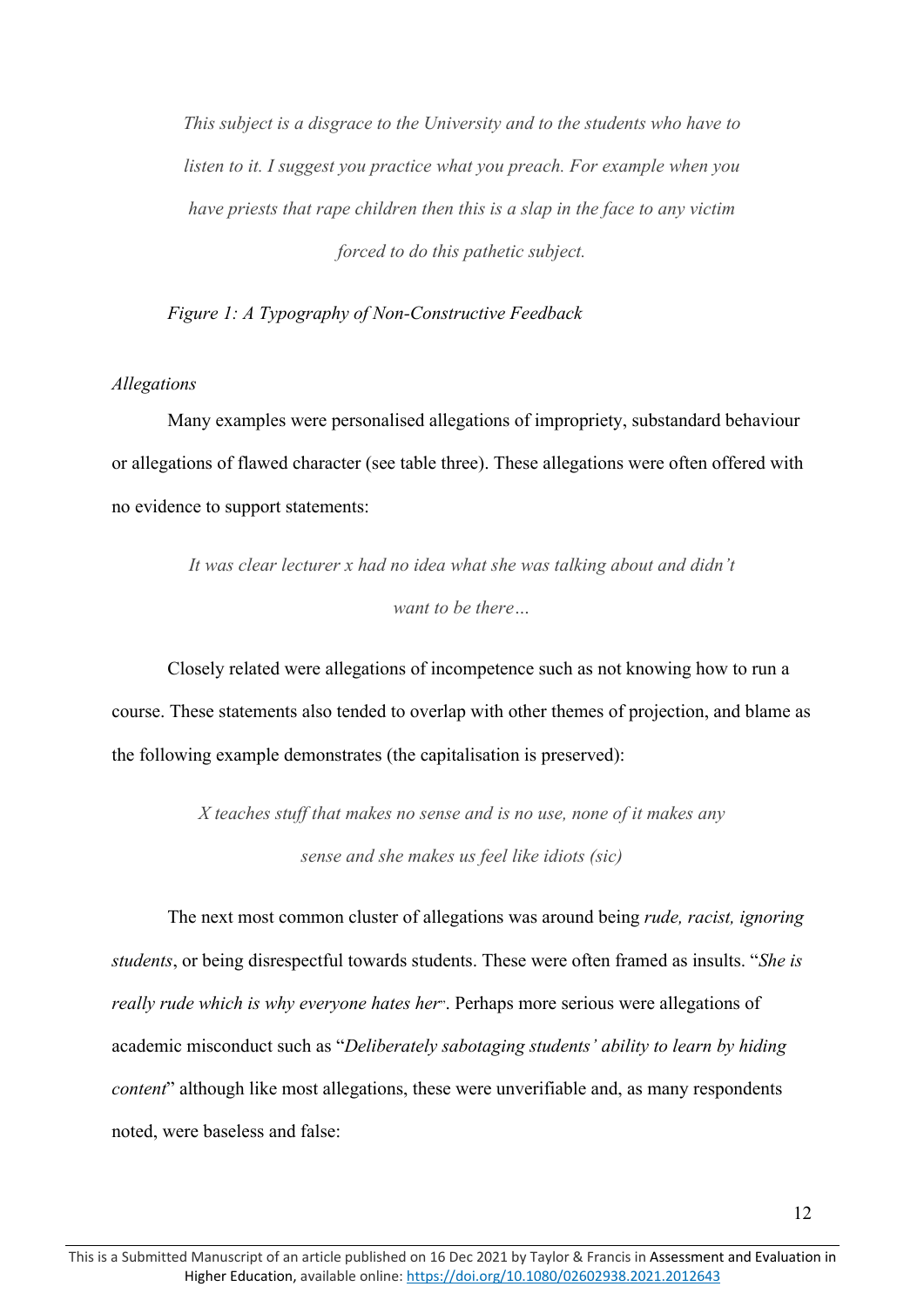*This subject is a disgrace to the University and to the students who have to listen to it. I suggest you practice what you preach. For example when you have priests that rape children then this is a slap in the face to any victim forced to do this pathetic subject.*

*Figure 1: A Typography of Non-Constructive Feedback*

*Allegations*

Many examples were personalised allegations of impropriety, substandard behaviour or allegations of flawed character (see table three). These allegations were often offered with no evidence to support statements:

*It was clear lecturer x had no idea what she was talking about and didn't want to be there…*

Closely related were allegations of incompetence such as not knowing how to run a course. These statements also tended to overlap with other themes of projection, and blame as the following example demonstrates (the capitalisation is preserved):

*X teaches stuff that makes no sense and is no use, none of it makes any sense and she makes us feel like idiots (sic)*

The next most common cluster of allegations was around being *rude, racist, ignoring students*, or being disrespectful towards students. These were often framed as insults. "*She is really rude which is why everyone hates her*". Perhaps more serious were allegations of academic misconduct such as "*Deliberately sabotaging students' ability to learn by hiding content*" although like most allegations, these were unverifiable and, as many respondents noted, were baseless and false: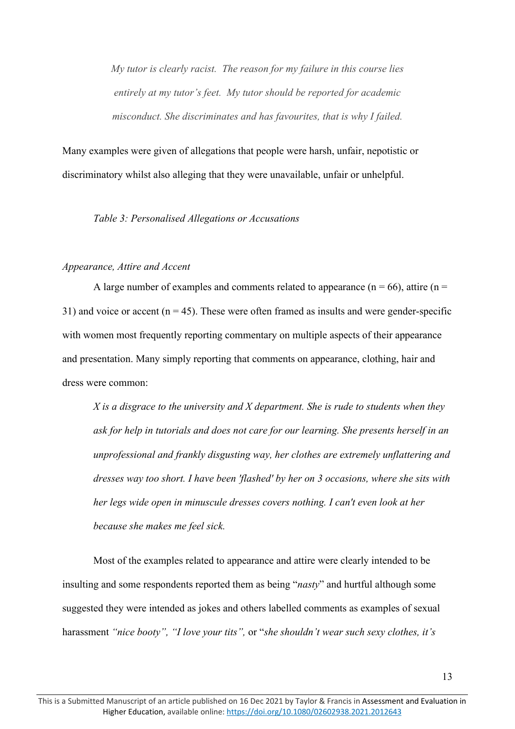> *My tutor is clearly racist. The reason for my failure in this course lies entirely at my tutor's feet. My tutor should be reported for academic misconduct. She discriminates and has favourites, that is why I failed.*

Many examples were given of allegations that people were harsh, unfair, nepotistic or discriminatory whilst also alleging that they were unavailable, unfair or unhelpful.

*Table 3: Personalised Allegations or Accusations*

*Appearance, Attire and Accent*

A large number of examples and comments related to appearance (n = 66), attire (n = 31) and voice or accent (n = 45). These were often framed as insults and were gender-specific with women most frequently reporting commentary on multiple aspects of their appearance and presentation. Many simply reporting that comments on appearance, clothing, hair and dress were common:

> *X is a disgrace to the university and X department. She is rude to students when they ask for help in tutorials and does not care for our learning. She presents herself in an unprofessional and frankly disgusting way, her clothes are extremely unflattering and dresses way too short. I have been 'flashed' by her on 3 occasions, where she sits with her legs wide open in minuscule dresses covers nothing. I can't even look at her because she makes me feel sick.*

Most of the examples related to appearance and attire were clearly intended to be insulting and some respondents reported them as being "*nasty*" and hurtful although some suggested they were intended as jokes and others labelled comments as examples of sexual harassment *"nice booty", "I love your tits",* or "*she shouldn't wear such sexy clothes, it's*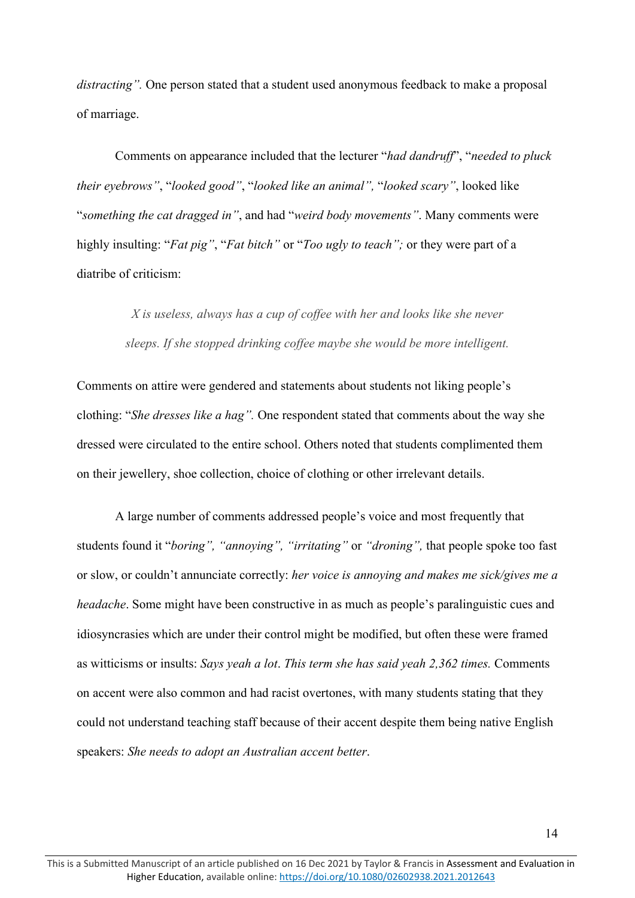*distracting".* One person stated that a student used anonymous feedback to make a proposal of marriage.

Comments on appearance included that the lecturer "*had dandruff*", "*needed to pluck their eyebrows"*, "*looked good"*, "*looked like an animal",* "*looked scary"*, looked like "*something the cat dragged in"*, and had "*weird body movements"*. Many comments were highly insulting: "*Fat pig"*, "*Fat bitch"* or "*Too ugly to teach";* or they were part of a diatribe of criticism:

> *X is useless, always has a cup of coffee with her and looks like she never sleeps. If she stopped drinking coffee maybe she would be more intelligent.*

Comments on attire were gendered and statements about students not liking people's clothing: "*She dresses like a hag".* One respondent stated that comments about the way she dressed were circulated to the entire school. Others noted that students complimented them on their jewellery, shoe collection, choice of clothing or other irrelevant details.

A large number of comments addressed people's voice and most frequently that students found it "*boring", "annoying", "irritating"* or *"droning",* that people spoke too fast or slow, or couldn't annunciate correctly: *her voice is annoying and makes me sick/gives me a headache*. Some might have been constructive in as much as people's paralinguistic cues and idiosyncrasies which are under their control might be modified, but often these were framed as witticisms or insults: *Says yeah a lot*. *This term she has said yeah 2,362 times.* Comments on accent were also common and had racist overtones, with many students stating that they could not understand teaching staff because of their accent despite them being native English speakers: *She needs to adopt an Australian accent better*.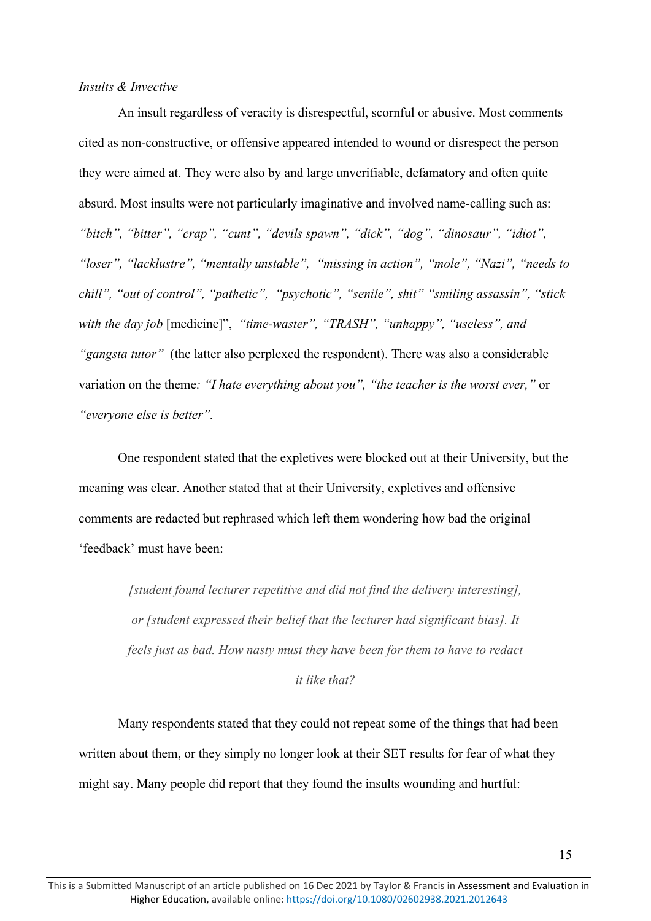*Insults & Invective*

An insult regardless of veracity is disrespectful, scornful or abusive. Most comments cited as non-constructive, or offensive appeared intended to wound or disrespect the person they were aimed at. They were also by and large unverifiable, defamatory and often quite absurd. Most insults were not particularly imaginative and involved name-calling such as: *"bitch", "bitter", "crap", "cunt", "devils spawn", "dick", "dog", "dinosaur", "idiot", "loser", "lacklustre", "mentally unstable", "missing in action", "mole", "Nazi", "needs to chill", "out of control", "pathetic", "psychotic", "senile", shit" "smiling assassin", "stick with the day job* [medicine]", *"time-waster", "TRASH", "unhappy", "useless", and "gangsta tutor"* (the latter also perplexed the respondent). There was also a considerable variation on the theme*: "I hate everything about you", "the teacher is the worst ever,"* or *"everyone else is better".*

One respondent stated that the expletives were blocked out at their University, but the meaning was clear. Another stated that at their University, expletives and offensive comments are redacted but rephrased which left them wondering how bad the original 'feedback' must have been:

> *[student found lecturer repetitive and did not find the delivery interesting], or [student expressed their belief that the lecturer had significant bias]. It feels just as bad. How nasty must they have been for them to have to redact it like that?*

Many respondents stated that they could not repeat some of the things that had been written about them, or they simply no longer look at their SET results for fear of what they might say. Many people did report that they found the insults wounding and hurtful: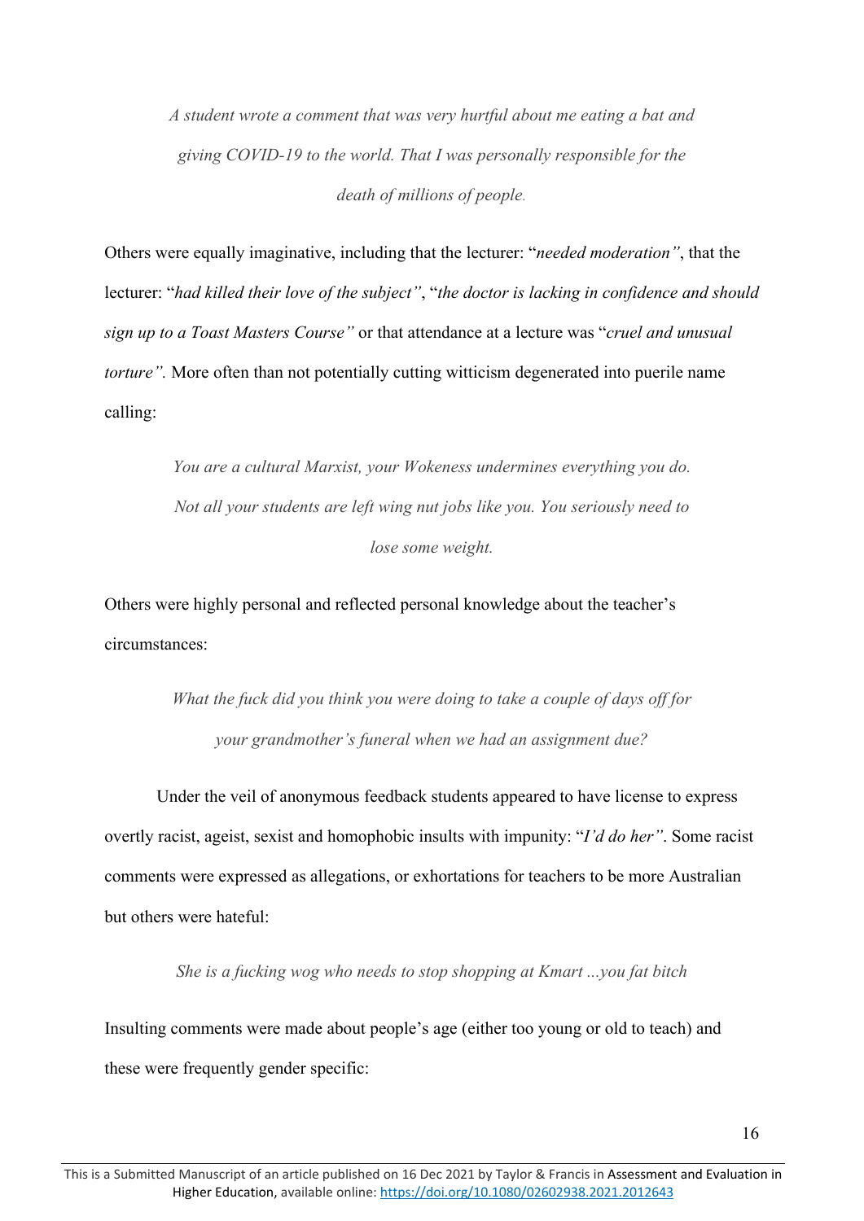> *A student wrote a comment that was very hurtful about me eating a bat and giving COVID-19 to the world. That I was personally responsible for the death of millions of people.*

Others were equally imaginative, including that the lecturer: "*needed moderation"*, that the lecturer: "*had killed their love of the subject"*, "*the doctor is lacking in confidence and should sign up to a Toast Masters Course"* or that attendance at a lecture was "*cruel and unusual torture".* More often than not potentially cutting witticism degenerated into puerile name calling:

> *You are a cultural Marxist, your Wokeness undermines everything you do. Not all your students are left wing nut jobs like you. You seriously need to lose some weight.*

Others were highly personal and reflected personal knowledge about the teacher's circumstances:

> *What the fuck did you think you were doing to take a couple of days off for your grandmother's funeral when we had an assignment due?*

Under the veil of anonymous feedback students appeared to have license to express overtly racist, ageist, sexist and homophobic insults with impunity: "*I'd do her"*. Some racist comments were expressed as allegations, or exhortations for teachers to be more Australian but others were hateful:

> *She is a fucking wog who needs to stop shopping at Kmart ...you fat bitch*

Insulting comments were made about people's age (either too young or old to teach) and these were frequently gender specific:

This is a Submitted Manuscript of an article published on 16 Dec 2021 by Taylor & Francis in Assessment and Evaluation in Higher Education, available online: https://doi.org/10.1080/02602938.2021.2012643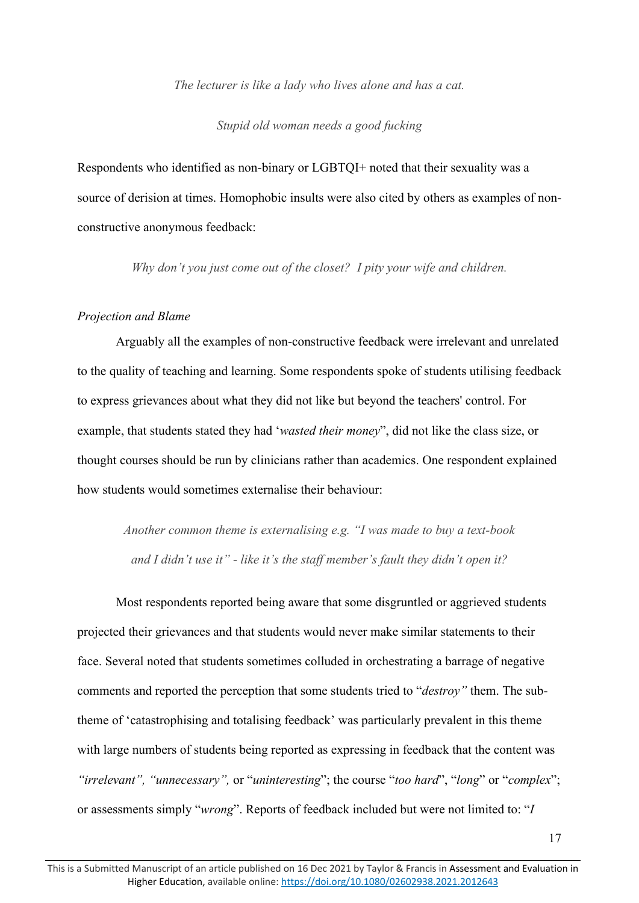*The lecturer is like a lady who lives alone and has a cat.*

*Stupid old woman needs a good fucking*

Respondents who identified as non-binary or LGBTQI+ noted that their sexuality was a source of derision at times. Homophobic insults were also cited by others as examples of non-constructive anonymous feedback:

*Why don't you just come out of the closet? I pity your wife and children.*

*Projection and Blame*

Arguably all the examples of non-constructive feedback were irrelevant and unrelated to the quality of teaching and learning. Some respondents spoke of students utilising feedback to express grievances about what they did not like but beyond the teachers' control. For example, that students stated they had '*wasted their money*", did not like the class size, or thought courses should be run by clinicians rather than academics. One respondent explained how students would sometimes externalise their behaviour:

*Another common theme is externalising e.g. "I was made to buy a text-book and I didn't use it" - like it's the staff member's fault they didn't open it?*

Most respondents reported being aware that some disgruntled or aggrieved students projected their grievances and that students would never make similar statements to their face. Several noted that students sometimes colluded in orchestrating a barrage of negative comments and reported the perception that some students tried to "*destroy"* them. The sub-theme of 'catastrophising and totalising feedback' was particularly prevalent in this theme with large numbers of students being reported as expressing in feedback that the content was *"irrelevant", "unnecessary",* or "*uninteresting*"; the course "*too hard*", "*long*" or "*complex*"; or assessments simply "*wrong*". Reports of feedback included but were not limited to: "*I*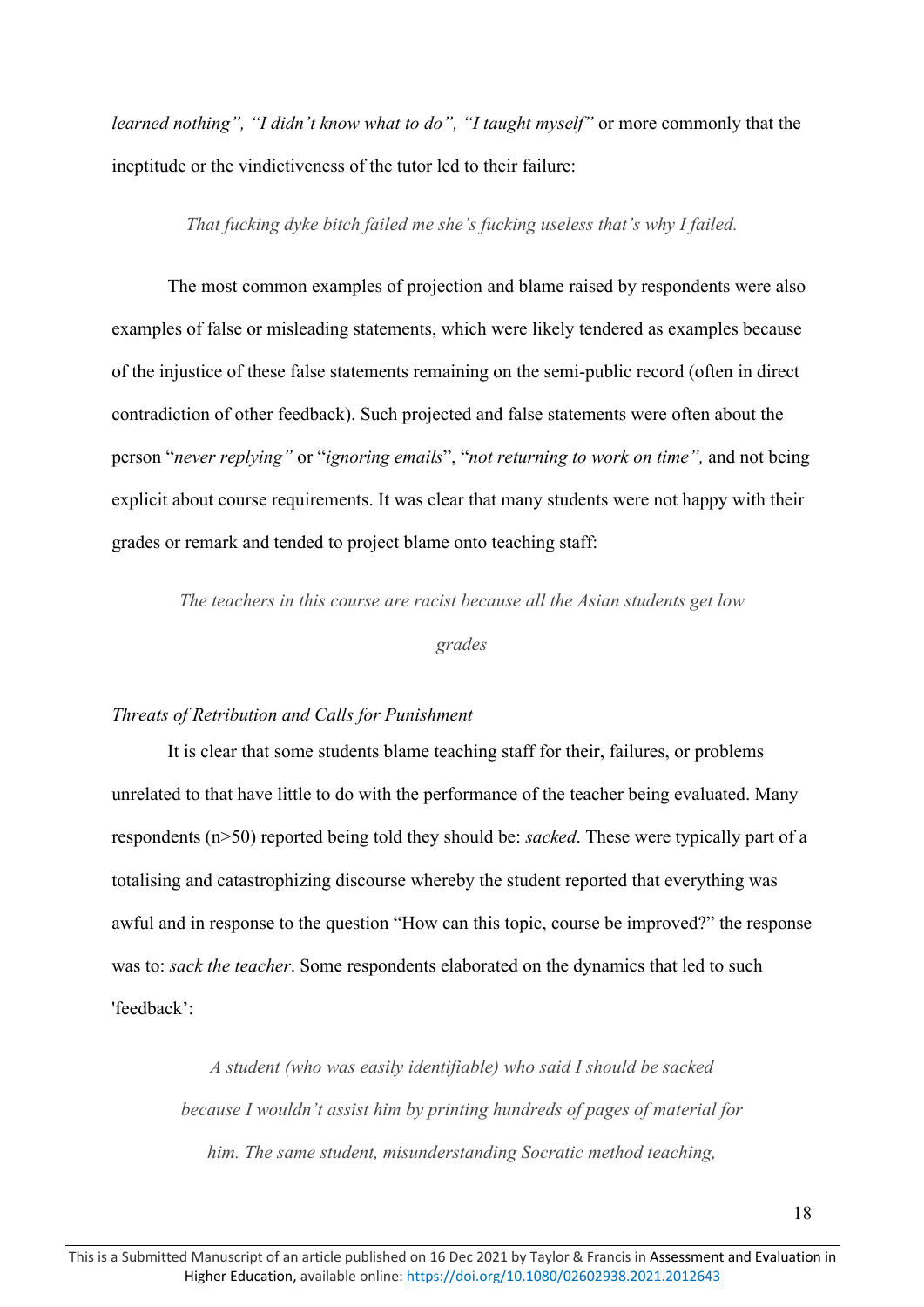*learned nothing", "I didn't know what to do", "I taught myself"* or more commonly that the ineptitude or the vindictiveness of the tutor led to their failure:

> *That fucking dyke bitch failed me she's fucking useless that's why I failed.*

The most common examples of projection and blame raised by respondents were also examples of false or misleading statements, which were likely tendered as examples because of the injustice of these false statements remaining on the semi-public record (often in direct contradiction of other feedback). Such projected and false statements were often about the person "*never replying"* or "*ignoring emails*", "*not returning to work on time",* and not being explicit about course requirements. It was clear that many students were not happy with their grades or remark and tended to project blame onto teaching staff:

> *The teachers in this course are racist because all the Asian students get low grades*

### *Threats of Retribution and Calls for Punishment*

It is clear that some students blame teaching staff for their, failures, or problems unrelated to that have little to do with the performance of the teacher being evaluated. Many respondents (n>50) reported being told they should be: *sacked*. These were typically part of a totalising and catastrophizing discourse whereby the student reported that everything was awful and in response to the question "How can this topic, course be improved?" the response was to: *sack the teacher*. Some respondents elaborated on the dynamics that led to such 'feedback':

> *A student (who was easily identifiable) who said I should be sacked because I wouldn't assist him by printing hundreds of pages of material for him. The same student, misunderstanding Socratic method teaching,*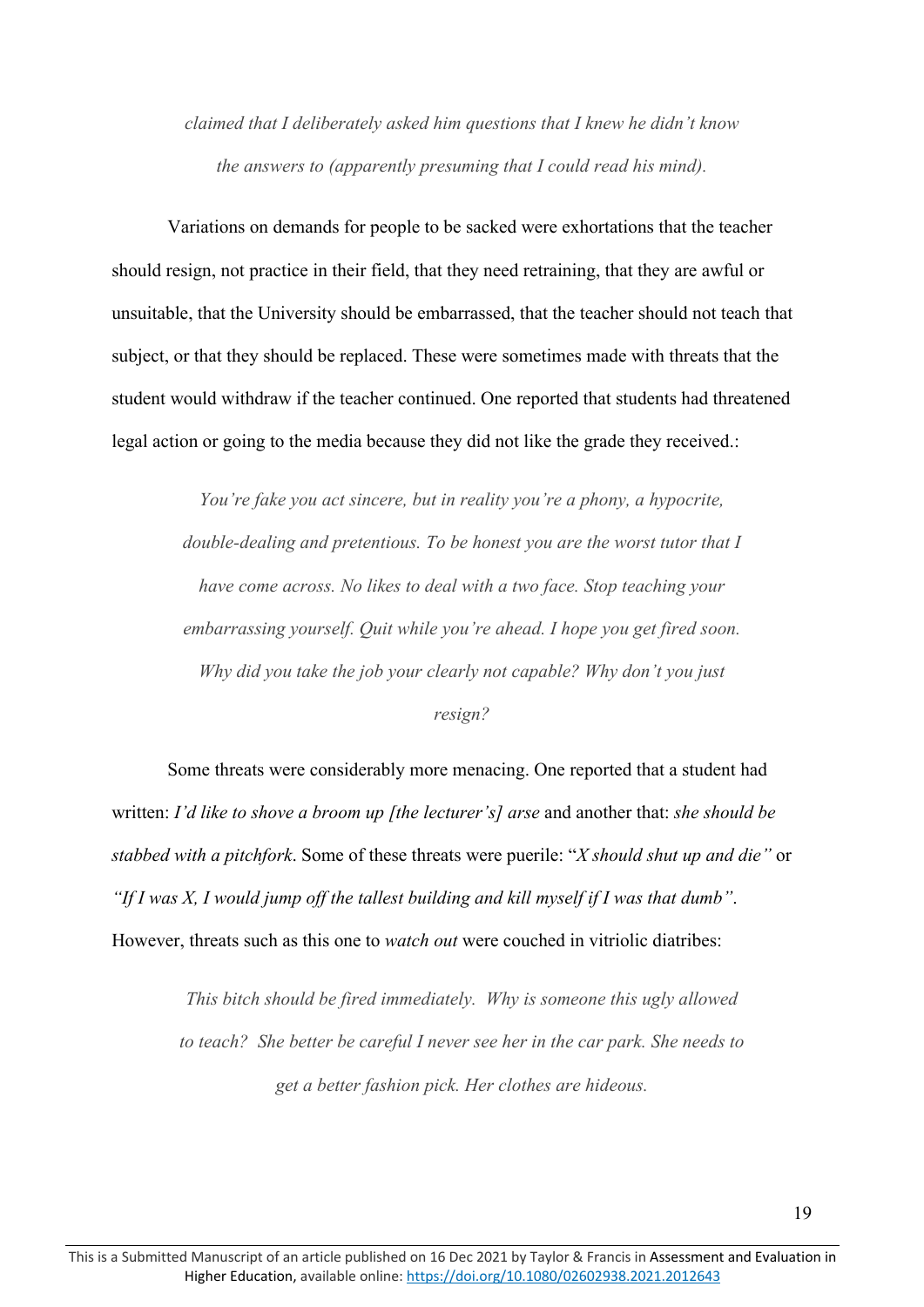*claimed that I deliberately asked him questions that I knew he didn't know the answers to (apparently presuming that I could read his mind).*

Variations on demands for people to be sacked were exhortations that the teacher should resign, not practice in their field, that they need retraining, that they are awful or unsuitable, that the University should be embarrassed, that the teacher should not teach that subject, or that they should be replaced. These were sometimes made with threats that the student would withdraw if the teacher continued. One reported that students had threatened legal action or going to the media because they did not like the grade they received.:

> *You're fake you act sincere, but in reality you're a phony, a hypocrite, double-dealing and pretentious. To be honest you are the worst tutor that I have come across. No likes to deal with a two face. Stop teaching your embarrassing yourself. Quit while you're ahead. I hope you get fired soon. Why did you take the job your clearly not capable? Why don't you just resign?*

Some threats were considerably more menacing. One reported that a student had written: *I'd like to shove a broom up [the lecturer's] arse* and another that: *she should be stabbed with a pitchfork*. Some of these threats were puerile: "*X should shut up and die"* or *"If I was X, I would jump off the tallest building and kill myself if I was that dumb"*. However, threats such as this one to *watch out* were couched in vitriolic diatribes:

> *This bitch should be fired immediately. Why is someone this ugly allowed to teach? She better be careful I never see her in the car park. She needs to get a better fashion pick. Her clothes are hideous.*

This is a Submitted Manuscript of an article published on 16 Dec 2021 by Taylor & Francis in Assessment and Evaluation in Higher Education, available online: https://doi.org/10.1080/02602938.2021.2012643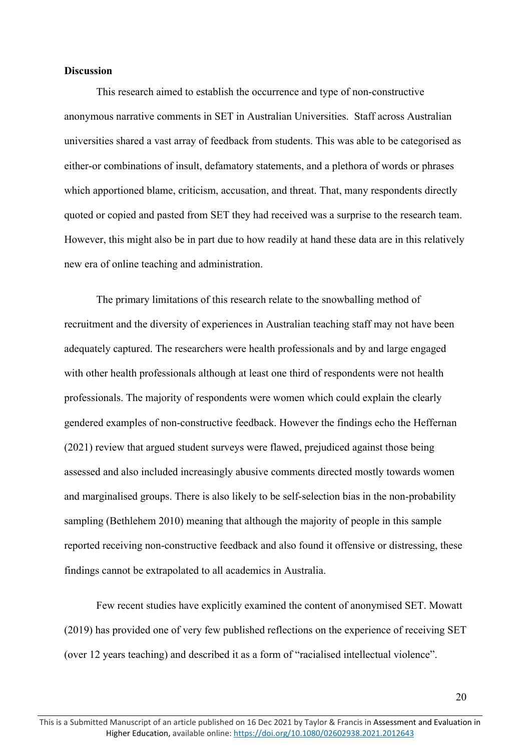**Discussion**

This research aimed to establish the occurrence and type of non-constructive anonymous narrative comments in SET in Australian Universities. Staff across Australian universities shared a vast array of feedback from students. This was able to be categorised as either-or combinations of insult, defamatory statements, and a plethora of words or phrases which apportioned blame, criticism, accusation, and threat. That, many respondents directly quoted or copied and pasted from SET they had received was a surprise to the research team. However, this might also be in part due to how readily at hand these data are in this relatively new era of online teaching and administration.

The primary limitations of this research relate to the snowballing method of recruitment and the diversity of experiences in Australian teaching staff may not have been adequately captured. The researchers were health professionals and by and large engaged with other health professionals although at least one third of respondents were not health professionals. The majority of respondents were women which could explain the clearly gendered examples of non-constructive feedback. However the findings echo the Heffernan (2021) review that argued student surveys were flawed, prejudiced against those being assessed and also included increasingly abusive comments directed mostly towards women and marginalised groups. There is also likely to be self-selection bias in the non-probability sampling (Bethlehem 2010) meaning that although the majority of people in this sample reported receiving non-constructive feedback and also found it offensive or distressing, these findings cannot be extrapolated to all academics in Australia.

Few recent studies have explicitly examined the content of anonymised SET. Mowatt (2019) has provided one of very few published reflections on the experience of receiving SET (over 12 years teaching) and described it as a form of "racialised intellectual violence".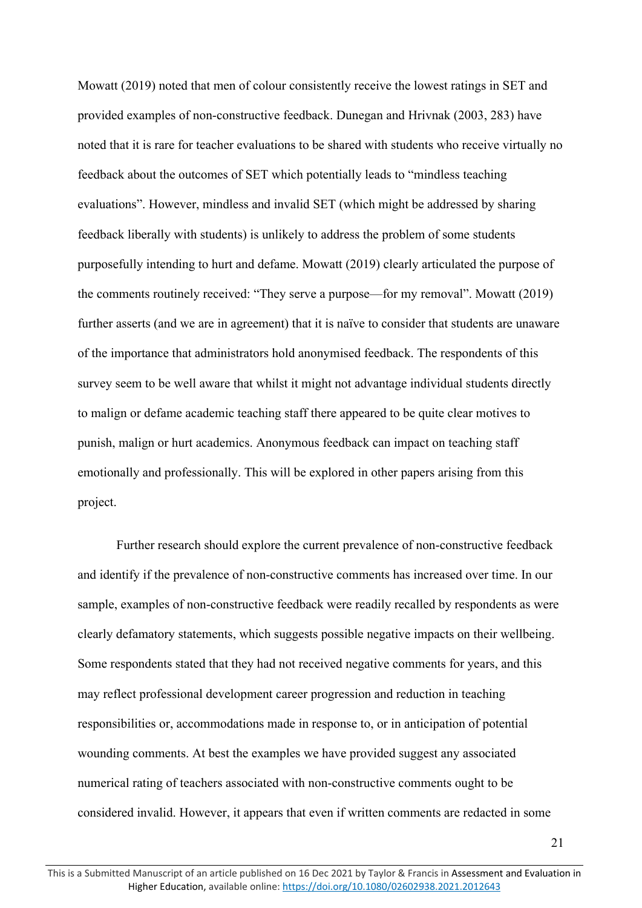Mowatt (2019) noted that men of colour consistently receive the lowest ratings in SET and provided examples of non-constructive feedback. Dunegan and Hrivnak (2003, 283) have noted that it is rare for teacher evaluations to be shared with students who receive virtually no feedback about the outcomes of SET which potentially leads to "mindless teaching evaluations". However, mindless and invalid SET (which might be addressed by sharing feedback liberally with students) is unlikely to address the problem of some students purposefully intending to hurt and defame. Mowatt (2019) clearly articulated the purpose of the comments routinely received: "They serve a purpose—for my removal". Mowatt (2019) further asserts (and we are in agreement) that it is naïve to consider that students are unaware of the importance that administrators hold anonymised feedback. The respondents of this survey seem to be well aware that whilst it might not advantage individual students directly to malign or defame academic teaching staff there appeared to be quite clear motives to punish, malign or hurt academics. Anonymous feedback can impact on teaching staff emotionally and professionally. This will be explored in other papers arising from this project.

Further research should explore the current prevalence of non-constructive feedback and identify if the prevalence of non-constructive comments has increased over time. In our sample, examples of non-constructive feedback were readily recalled by respondents as were clearly defamatory statements, which suggests possible negative impacts on their wellbeing. Some respondents stated that they had not received negative comments for years, and this may reflect professional development career progression and reduction in teaching responsibilities or, accommodations made in response to, or in anticipation of potential wounding comments. At best the examples we have provided suggest any associated numerical rating of teachers associated with non-constructive comments ought to be considered invalid. However, it appears that even if written comments are redacted in some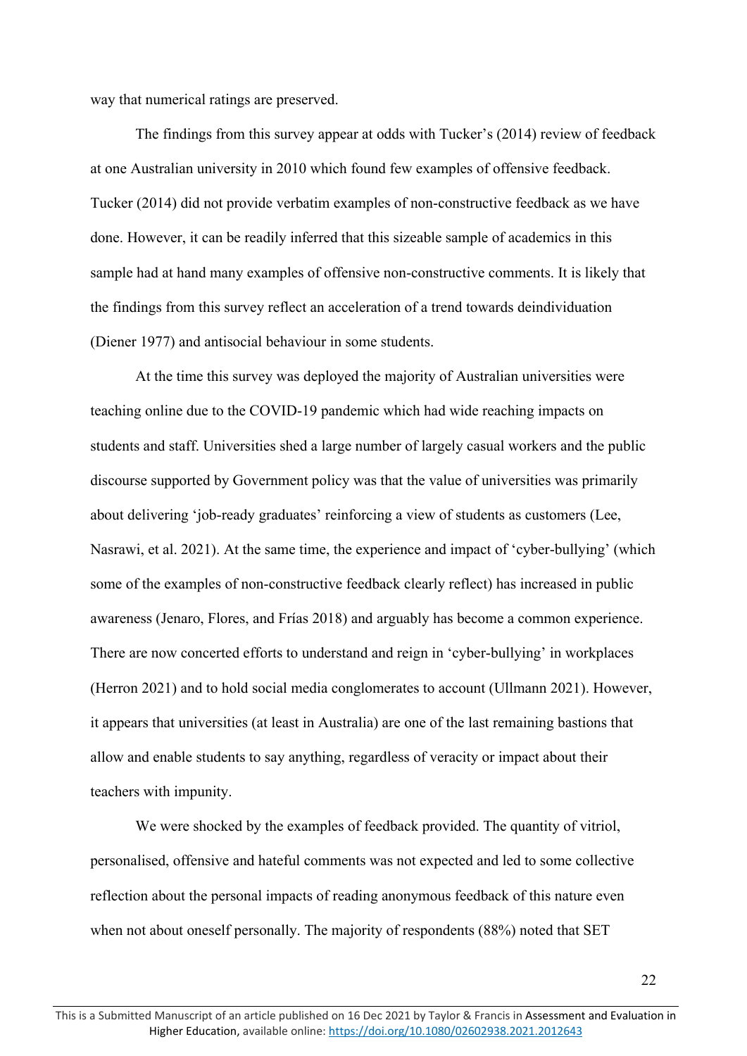way that numerical ratings are preserved.

The findings from this survey appear at odds with Tucker's (2014) review of feedback at one Australian university in 2010 which found few examples of offensive feedback. Tucker (2014) did not provide verbatim examples of non-constructive feedback as we have done. However, it can be readily inferred that this sizeable sample of academics in this sample had at hand many examples of offensive non-constructive comments. It is likely that the findings from this survey reflect an acceleration of a trend towards deindividuation (Diener 1977) and antisocial behaviour in some students.

At the time this survey was deployed the majority of Australian universities were teaching online due to the COVID-19 pandemic which had wide reaching impacts on students and staff. Universities shed a large number of largely casual workers and the public discourse supported by Government policy was that the value of universities was primarily about delivering 'job-ready graduates' reinforcing a view of students as customers (Lee, Nasrawi, et al. 2021). At the same time, the experience and impact of 'cyber-bullying' (which some of the examples of non-constructive feedback clearly reflect) has increased in public awareness (Jenaro, Flores, and Frías 2018) and arguably has become a common experience. There are now concerted efforts to understand and reign in 'cyber-bullying' in workplaces (Herron 2021) and to hold social media conglomerates to account (Ullmann 2021). However, it appears that universities (at least in Australia) are one of the last remaining bastions that allow and enable students to say anything, regardless of veracity or impact about their teachers with impunity.

We were shocked by the examples of feedback provided. The quantity of vitriol, personalised, offensive and hateful comments was not expected and led to some collective reflection about the personal impacts of reading anonymous feedback of this nature even when not about oneself personally. The majority of respondents (88%) noted that SET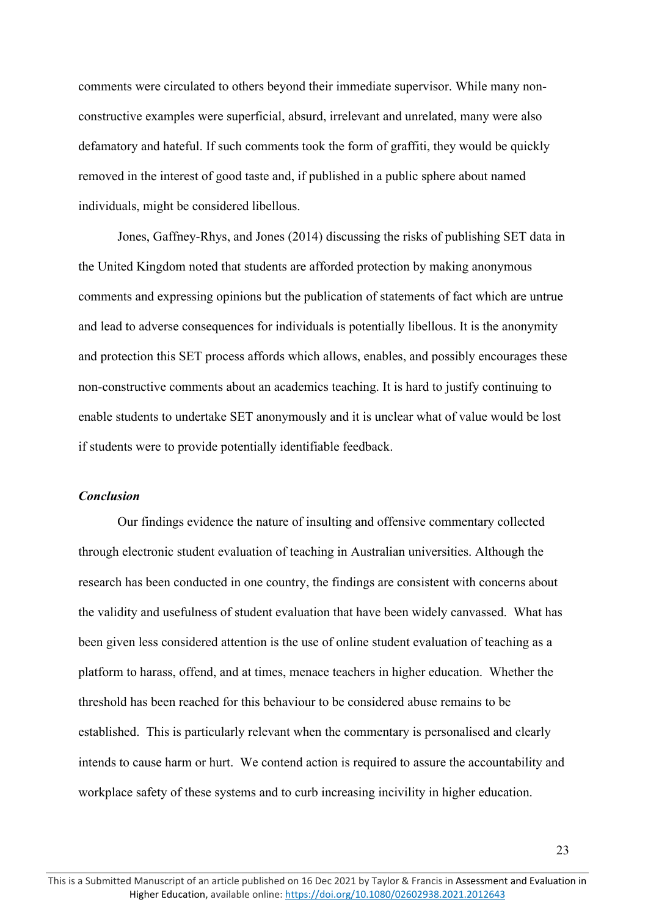comments were circulated to others beyond their immediate supervisor. While many non-constructive examples were superficial, absurd, irrelevant and unrelated, many were also defamatory and hateful. If such comments took the form of graffiti, they would be quickly removed in the interest of good taste and, if published in a public sphere about named individuals, might be considered libellous.

Jones, Gaffney-Rhys, and Jones (2014) discussing the risks of publishing SET data in the United Kingdom noted that students are afforded protection by making anonymous comments and expressing opinions but the publication of statements of fact which are untrue and lead to adverse consequences for individuals is potentially libellous. It is the anonymity and protection this SET process affords which allows, enables, and possibly encourages these non-constructive comments about an academics teaching. It is hard to justify continuing to enable students to undertake SET anonymously and it is unclear what of value would be lost if students were to provide potentially identifiable feedback.

***Conclusion***

Our findings evidence the nature of insulting and offensive commentary collected through electronic student evaluation of teaching in Australian universities. Although the research has been conducted in one country, the findings are consistent with concerns about the validity and usefulness of student evaluation that have been widely canvassed. What has been given less considered attention is the use of online student evaluation of teaching as a platform to harass, offend, and at times, menace teachers in higher education. Whether the threshold has been reached for this behaviour to be considered abuse remains to be established. This is particularly relevant when the commentary is personalised and clearly intends to cause harm or hurt. We contend action is required to assure the accountability and workplace safety of these systems and to curb increasing incivility in higher education.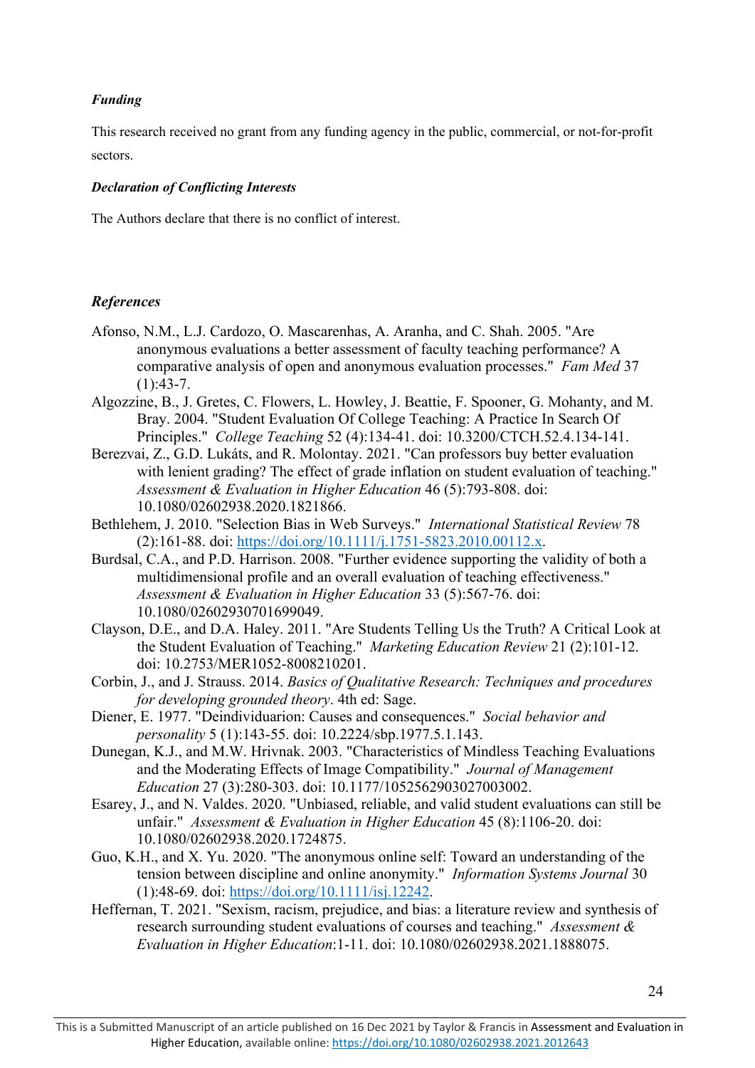### *Funding*

This research received no grant from any funding agency in the public, commercial, or not-for-profit sectors.

### *Declaration of Conflicting Interests*

The Authors declare that there is no conflict of interest.

## *References*

Afonso, N.M., L.J. Cardozo, O. Mascarenhas, A. Aranha, and C. Shah. 2005. "Are anonymous evaluations a better assessment of faculty teaching performance? A comparative analysis of open and anonymous evaluation processes." *Fam Med* 37 (1):43-7.

Algozzine, B., J. Gretes, C. Flowers, L. Howley, J. Beattie, F. Spooner, G. Mohanty, and M. Bray. 2004. "Student Evaluation Of College Teaching: A Practice In Search Of Principles." *College Teaching* 52 (4):134-41. doi: 10.3200/CTCH.52.4.134-141.

Berezvai, Z., G.D. Lukáts, and R. Molontay. 2021. "Can professors buy better evaluation with lenient grading? The effect of grade inflation on student evaluation of teaching." *Assessment & Evaluation in Higher Education* 46 (5):793-808. doi: 10.1080/02602938.2020.1821866.

Bethlehem, J. 2010. "Selection Bias in Web Surveys." *International Statistical Review* 78 (2):161-88. doi: https://doi.org/10.1111/j.1751-5823.2010.00112.x.

Burdsal, C.A., and P.D. Harrison. 2008. "Further evidence supporting the validity of both a multidimensional profile and an overall evaluation of teaching effectiveness." *Assessment & Evaluation in Higher Education* 33 (5):567-76. doi: 10.1080/02602930701699049.

Clayson, D.E., and D.A. Haley. 2011. "Are Students Telling Us the Truth? A Critical Look at the Student Evaluation of Teaching." *Marketing Education Review* 21 (2):101-12. doi: 10.2753/MER1052-8008210201.

Corbin, J., and J. Strauss. 2014. *Basics of Qualitative Research: Techniques and procedures for developing grounded theory*. 4th ed: Sage.

Diener, E. 1977. "Deindividuarion: Causes and consequences." *Social behavior and personality* 5 (1):143-55. doi: 10.2224/sbp.1977.5.1.143.

Dunegan, K.J., and M.W. Hrivnak. 2003. "Characteristics of Mindless Teaching Evaluations and the Moderating Effects of Image Compatibility." *Journal of Management Education* 27 (3):280-303. doi: 10.1177/1052562903027003002.

Esarey, J., and N. Valdes. 2020. "Unbiased, reliable, and valid student evaluations can still be unfair." *Assessment & Evaluation in Higher Education* 45 (8):1106-20. doi: 10.1080/02602938.2020.1724875.

Guo, K.H., and X. Yu. 2020. "The anonymous online self: Toward an understanding of the tension between discipline and online anonymity." *Information Systems Journal* 30 (1):48-69. doi: https://doi.org/10.1111/isj.12242.

Heffernan, T. 2021. "Sexism, racism, prejudice, and bias: a literature review and synthesis of research surrounding student evaluations of courses and teaching." *Assessment & Evaluation in Higher Education*:1-11. doi: 10.1080/02602938.2021.1888075.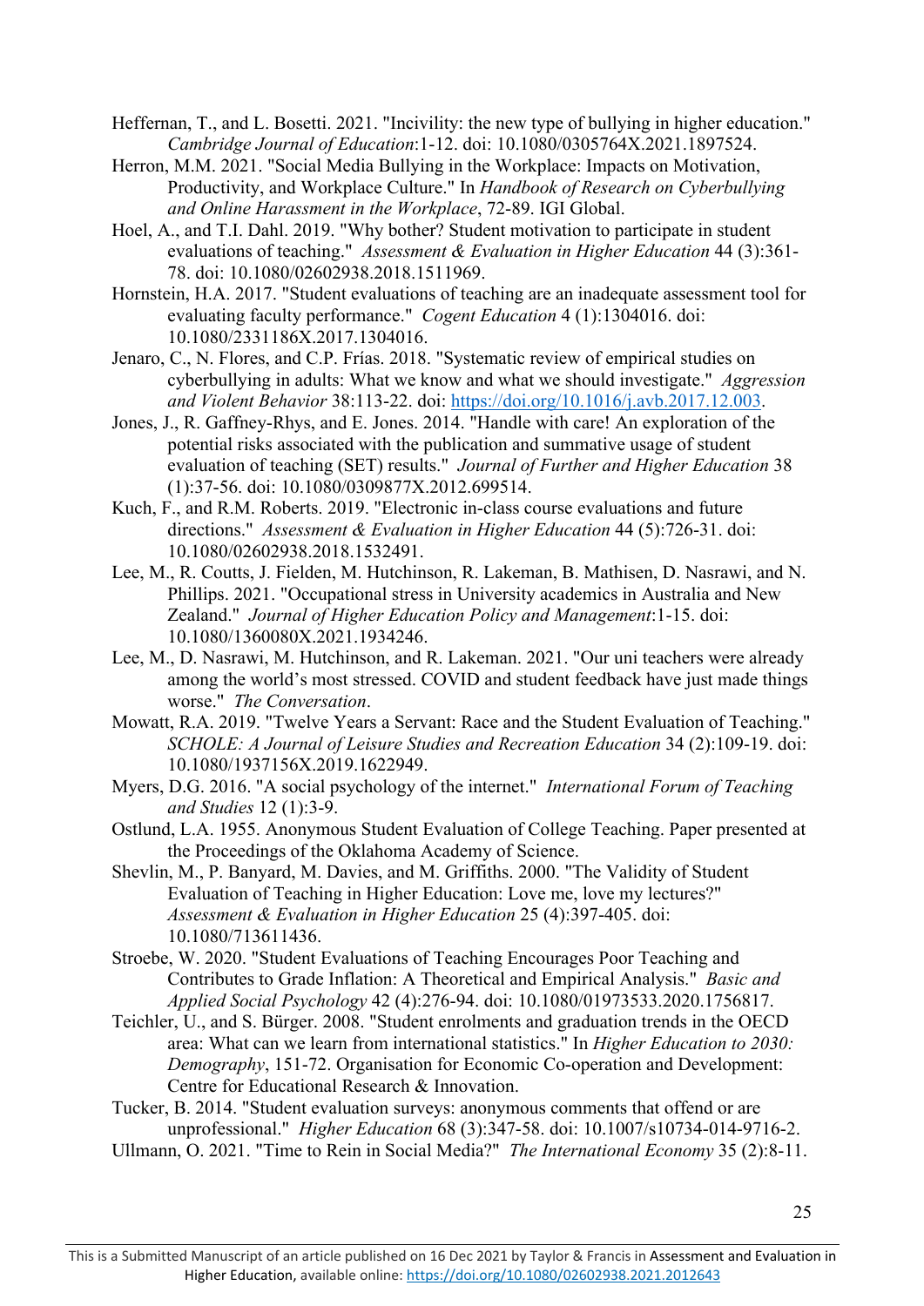Heffernan, T., and L. Bosetti. 2021. "Incivility: the new type of bullying in higher education." *Cambridge Journal of Education*:1-12. doi: 10.1080/0305764X.2021.1897524.

Herron, M.M. 2021. "Social Media Bullying in the Workplace: Impacts on Motivation, Productivity, and Workplace Culture." In *Handbook of Research on Cyberbullying and Online Harassment in the Workplace*, 72-89. IGI Global.

Hoel, A., and T.I. Dahl. 2019. "Why bother? Student motivation to participate in student evaluations of teaching." *Assessment & Evaluation in Higher Education* 44 (3):361-78. doi: 10.1080/02602938.2018.1511969.

Hornstein, H.A. 2017. "Student evaluations of teaching are an inadequate assessment tool for evaluating faculty performance." *Cogent Education* 4 (1):1304016. doi: 10.1080/2331186X.2017.1304016.

Jenaro, C., N. Flores, and C.P. Frías. 2018. "Systematic review of empirical studies on cyberbullying in adults: What we know and what we should investigate." *Aggression and Violent Behavior* 38:113-22. doi: https://doi.org/10.1016/j.avb.2017.12.003.

Jones, J., R. Gaffney-Rhys, and E. Jones. 2014. "Handle with care! An exploration of the potential risks associated with the publication and summative usage of student evaluation of teaching (SET) results." *Journal of Further and Higher Education* 38 (1):37-56. doi: 10.1080/0309877X.2012.699514.

Kuch, F., and R.M. Roberts. 2019. "Electronic in-class course evaluations and future directions." *Assessment & Evaluation in Higher Education* 44 (5):726-31. doi: 10.1080/02602938.2018.1532491.

Lee, M., R. Coutts, J. Fielden, M. Hutchinson, R. Lakeman, B. Mathisen, D. Nasrawi, and N. Phillips. 2021. "Occupational stress in University academics in Australia and New Zealand." *Journal of Higher Education Policy and Management*:1-15. doi: 10.1080/1360080X.2021.1934246.

Lee, M., D. Nasrawi, M. Hutchinson, and R. Lakeman. 2021. "Our uni teachers were already among the world's most stressed. COVID and student feedback have just made things worse." *The Conversation*.

Mowatt, R.A. 2019. "Twelve Years a Servant: Race and the Student Evaluation of Teaching." *SCHOLE: A Journal of Leisure Studies and Recreation Education* 34 (2):109-19. doi: 10.1080/1937156X.2019.1622949.

Myers, D.G. 2016. "A social psychology of the internet." *International Forum of Teaching and Studies* 12 (1):3-9.

Ostlund, L.A. 1955. Anonymous Student Evaluation of College Teaching. Paper presented at the Proceedings of the Oklahoma Academy of Science.

Shevlin, M., P. Banyard, M. Davies, and M. Griffiths. 2000. "The Validity of Student Evaluation of Teaching in Higher Education: Love me, love my lectures?" *Assessment & Evaluation in Higher Education* 25 (4):397-405. doi: 10.1080/713611436.

Stroebe, W. 2020. "Student Evaluations of Teaching Encourages Poor Teaching and Contributes to Grade Inflation: A Theoretical and Empirical Analysis." *Basic and Applied Social Psychology* 42 (4):276-94. doi: 10.1080/01973533.2020.1756817.

Teichler, U., and S. Bürger. 2008. "Student enrolments and graduation trends in the OECD area: What can we learn from international statistics." In *Higher Education to 2030: Demography*, 151-72. Organisation for Economic Co-operation and Development: Centre for Educational Research & Innovation.

Tucker, B. 2014. "Student evaluation surveys: anonymous comments that offend or are unprofessional." *Higher Education* 68 (3):347-58. doi: 10.1007/s10734-014-9716-2.

Ullmann, O. 2021. "Time to Rein in Social Media?" *The International Economy* 35 (2):8-11.

This is a Submitted Manuscript of an article published on 16 Dec 2021 by Taylor & Francis in Assessment and Evaluation in Higher Education, available online: https://doi.org/10.1080/02602938.2021.2012643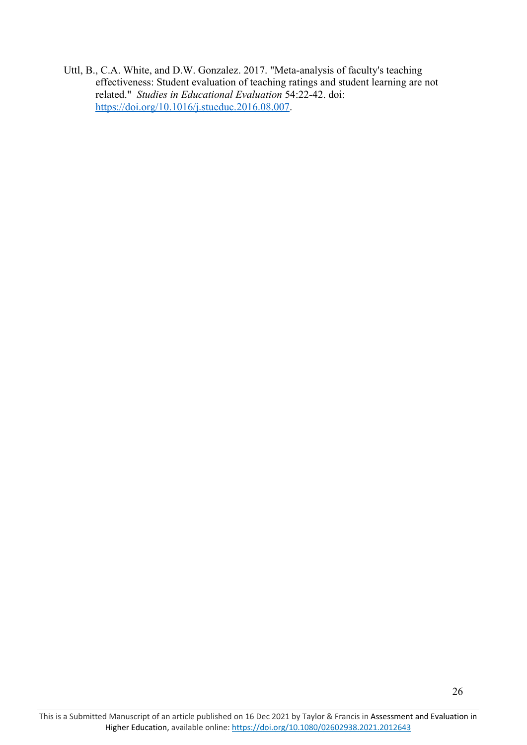Uttl, B., C.A. White, and D.W. Gonzalez. 2017. "Meta-analysis of faculty's teaching effectiveness: Student evaluation of teaching ratings and student learning are not related." *Studies in Educational Evaluation* 54:22-42. doi: https://doi.org/10.1016/j.stueduc.2016.08.007.